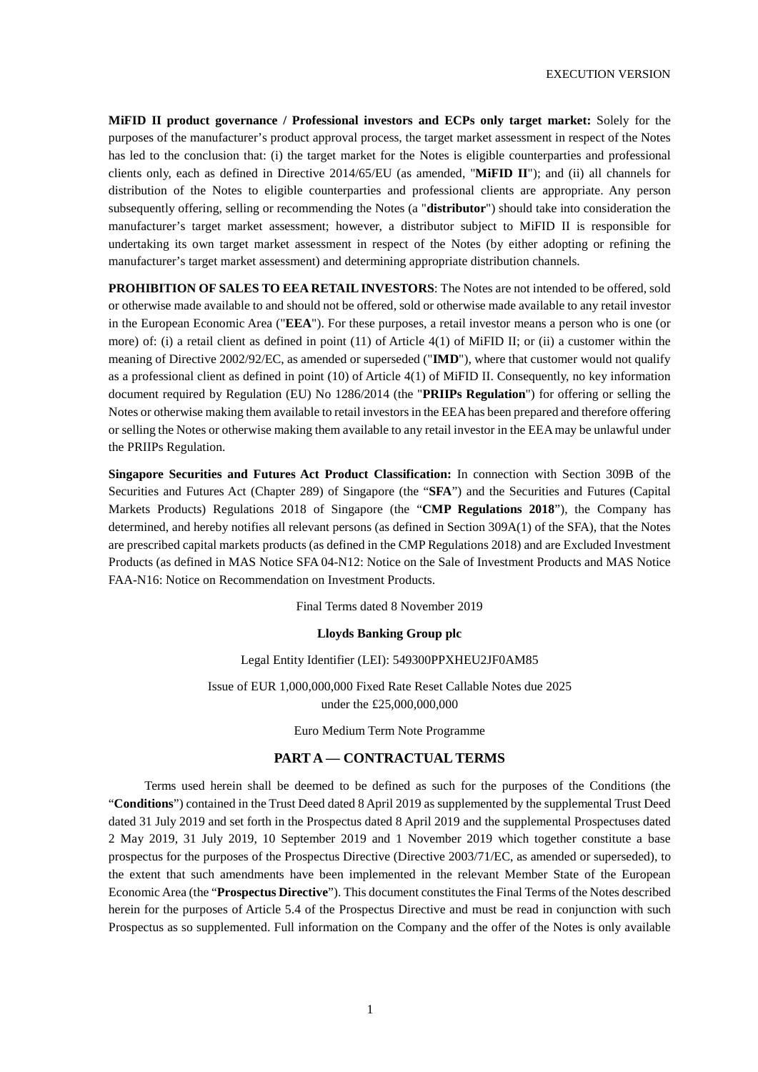EXECUTION VERSION

**MiFID II product governance / Professional investors and ECPs only target market:** Solely for the purposes of the manufacturer's product approval process, the target market assessment in respect of the Notes has led to the conclusion that: (i) the target market for the Notes is eligible counterparties and professional clients only, each as defined in Directive 2014/65/EU (as amended, "**MiFID II**"); and (ii) all channels for distribution of the Notes to eligible counterparties and professional clients are appropriate. Any person subsequently offering, selling or recommending the Notes (a "**distributor**") should take into consideration the manufacturer's target market assessment; however, a distributor subject to MiFID II is responsible for undertaking its own target market assessment in respect of the Notes (by either adopting or refining the manufacturer's target market assessment) and determining appropriate distribution channels.

**PROHIBITION OF SALES TO EEA RETAIL INVESTORS**: The Notes are not intended to be offered, sold or otherwise made available to and should not be offered, sold or otherwise made available to any retail investor in the European Economic Area ("**EEA**"). For these purposes, a retail investor means a person who is one (or more) of: (i) a retail client as defined in point (11) of Article 4(1) of MiFID II; or (ii) a customer within the meaning of Directive 2002/92/EC, as amended or superseded ("**IMD**"), where that customer would not qualify as a professional client as defined in point (10) of Article 4(1) of MiFID II. Consequently, no key information document required by Regulation (EU) No 1286/2014 (the "**PRIIPs Regulation**") for offering or selling the Notes or otherwise making them available to retail investors in the EEA has been prepared and therefore offering or selling the Notes or otherwise making them available to any retail investor in the EEA may be unlawful under the PRIIPs Regulation.

**Singapore Securities and Futures Act Product Classification:** In connection with Section 309B of the Securities and Futures Act (Chapter 289) of Singapore (the "**SFA**") and the Securities and Futures (Capital Markets Products) Regulations 2018 of Singapore (the "**CMP Regulations 2018**"), the Company has determined, and hereby notifies all relevant persons (as defined in Section 309A(1) of the SFA), that the Notes are prescribed capital markets products (as defined in the CMP Regulations 2018) and are Excluded Investment Products (as defined in MAS Notice SFA 04-N12: Notice on the Sale of Investment Products and MAS Notice FAA-N16: Notice on Recommendation on Investment Products.

Final Terms dated 8 November 2019

**Lloyds Banking Group plc**

Legal Entity Identifier (LEI): 549300PPXHEU2JF0AM85

Issue of EUR 1,000,000,000 Fixed Rate Reset Callable Notes due 2025
under the £25,000,000,000

Euro Medium Term Note Programme

## PART A — CONTRACTUAL TERMS

Terms used herein shall be deemed to be defined as such for the purposes of the Conditions (the "**Conditions**") contained in the Trust Deed dated 8 April 2019 as supplemented by the supplemental Trust Deed dated 31 July 2019 and set forth in the Prospectus dated 8 April 2019 and the supplemental Prospectuses dated 2 May 2019, 31 July 2019, 10 September 2019 and 1 November 2019 which together constitute a base prospectus for the purposes of the Prospectus Directive (Directive 2003/71/EC, as amended or superseded), to the extent that such amendments have been implemented in the relevant Member State of the European Economic Area (the "**Prospectus Directive**"). This document constitutes the Final Terms of the Notes described herein for the purposes of Article 5.4 of the Prospectus Directive and must be read in conjunction with such Prospectus as so supplemented. Full information on the Company and the offer of the Notes is only available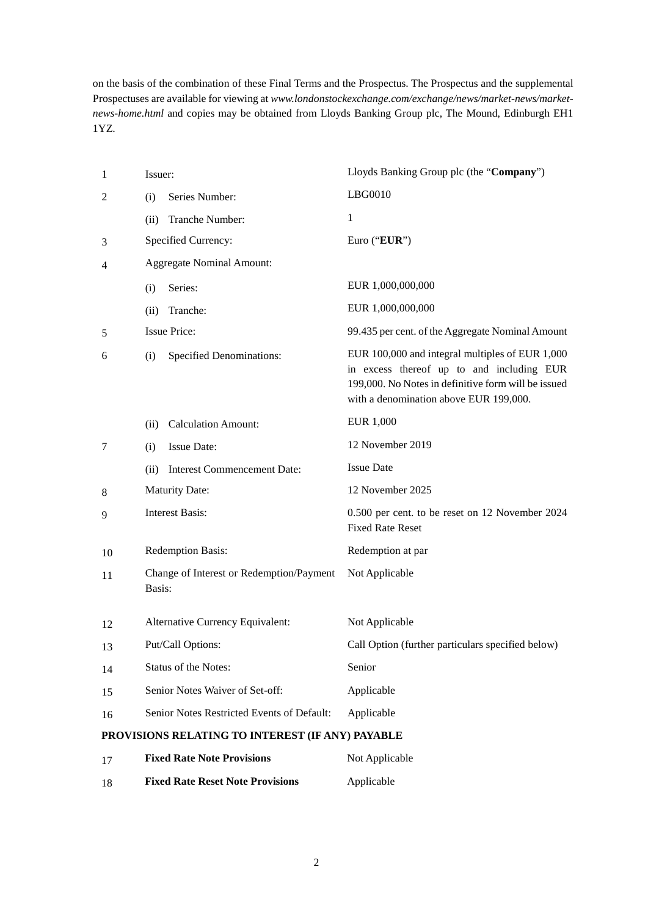on the basis of the combination of these Final Terms and the Prospectus. The Prospectus and the supplemental Prospectuses are available for viewing at *www.londonstockexchange.com/exchange/news/market-news/market-news-home.html* and copies may be obtained from Lloyds Banking Group plc, The Mound, Edinburgh EH1 1YZ.

| | | |
|---|---|---|
| 1 | Issuer: | Lloyds Banking Group plc (the "**Company**") |
| 2 | (i) Series Number: | LBG0010 |
| | (ii) Tranche Number: | 1 |
| 3 | Specified Currency: | Euro ("**EUR**") |
| 4 | Aggregate Nominal Amount: | |
| | (i) Series: | EUR 1,000,000,000 |
| | (ii) Tranche: | EUR 1,000,000,000 |
| 5 | Issue Price: | 99.435 per cent. of the Aggregate Nominal Amount |
| 6 | (i) Specified Denominations: | EUR 100,000 and integral multiples of EUR 1,000 in excess thereof up to and including EUR 199,000. No Notes in definitive form will be issued with a denomination above EUR 199,000. |
| | (ii) Calculation Amount: | EUR 1,000 |
| 7 | (i) Issue Date: | 12 November 2019 |
| | (ii) Interest Commencement Date: | Issue Date |
| 8 | Maturity Date: | 12 November 2025 |
| 9 | Interest Basis: | 0.500 per cent. to be reset on 12 November 2024 Fixed Rate Reset |
| 10 | Redemption Basis: | Redemption at par |
| 11 | Change of Interest or Redemption/Payment Basis: | Not Applicable |
| 12 | Alternative Currency Equivalent: | Not Applicable |
| 13 | Put/Call Options: | Call Option (further particulars specified below) |
| 14 | Status of the Notes: | Senior |
| 15 | Senior Notes Waiver of Set-off: | Applicable |
| 16 | Senior Notes Restricted Events of Default: | Applicable |

**PROVISIONS RELATING TO INTEREST (IF ANY) PAYABLE**

| | | |
|---|---|---|
| 17 | **Fixed Rate Note Provisions** | Not Applicable |
| 18 | **Fixed Rate Reset Note Provisions** | Applicable |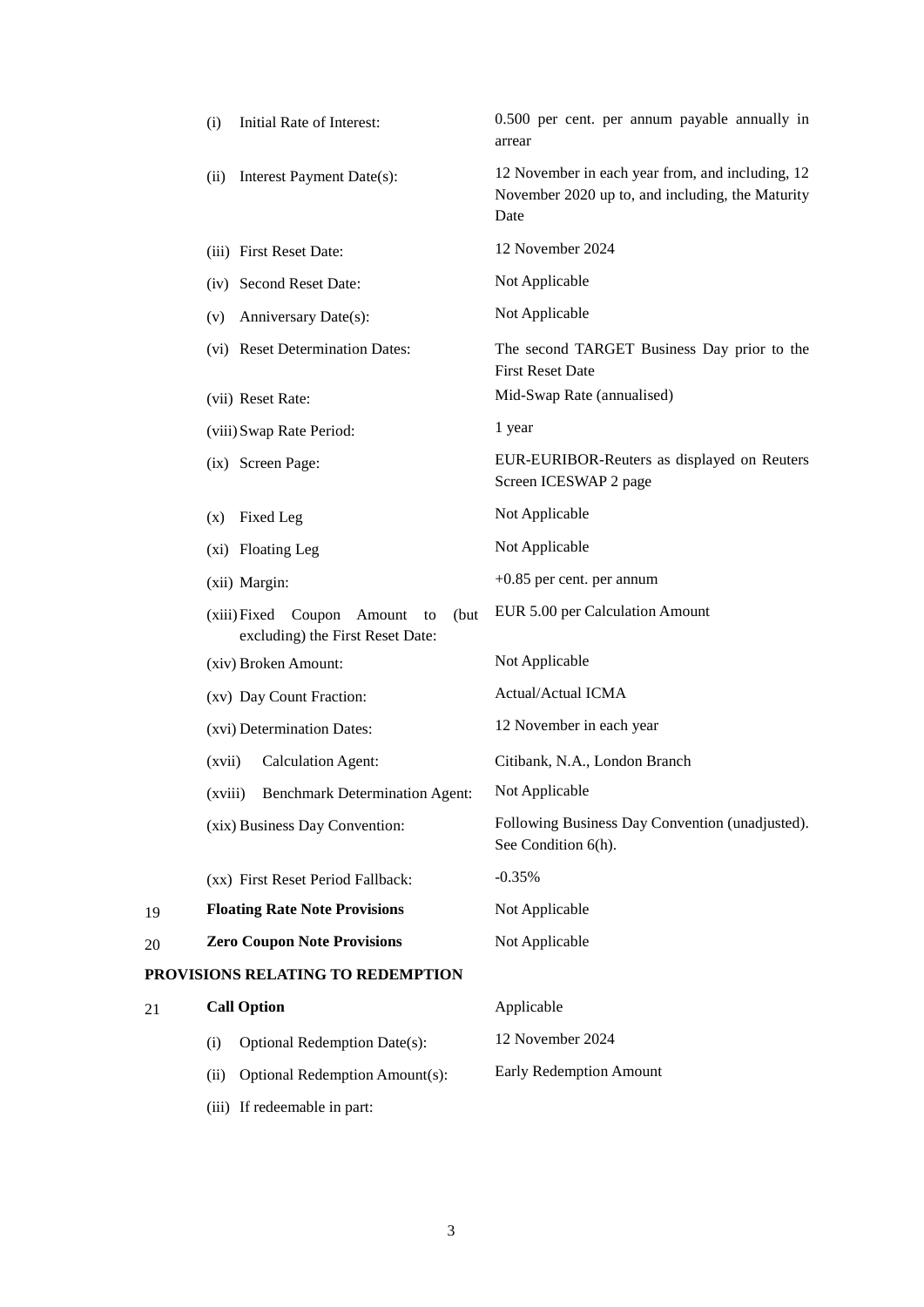| | | |
|---|---|---|
| | (i) Initial Rate of Interest: | 0.500 per cent. per annum payable annually in arrear |
| | (ii) Interest Payment Date(s): | 12 November in each year from, and including, 12 November 2020 up to, and including, the Maturity Date |
| | (iii) First Reset Date: | 12 November 2024 |
| | (iv) Second Reset Date: | Not Applicable |
| | (v) Anniversary Date(s): | Not Applicable |
| | (vi) Reset Determination Dates: | The second TARGET Business Day prior to the First Reset Date |
| | (vii) Reset Rate: | Mid-Swap Rate (annualised) |
| | (viii) Swap Rate Period: | 1 year |
| | (ix) Screen Page: | EUR-EURIBOR-Reuters as displayed on Reuters Screen ICESWAP 2 page |
| | (x) Fixed Leg | Not Applicable |
| | (xi) Floating Leg | Not Applicable |
| | (xii) Margin: | +0.85 per cent. per annum |
| | (xiii) Fixed Coupon Amount to (but excluding) the First Reset Date: | EUR 5.00 per Calculation Amount |
| | (xiv) Broken Amount: | Not Applicable |
| | (xv) Day Count Fraction: | Actual/Actual ICMA |
| | (xvi) Determination Dates: | 12 November in each year |
| | (xvii) Calculation Agent: | Citibank, N.A., London Branch |
| | (xviii) Benchmark Determination Agent: | Not Applicable |
| | (xix) Business Day Convention: | Following Business Day Convention (unadjusted). See Condition 6(h). |
| | (xx) First Reset Period Fallback: | -0.35% |
| 19 | **Floating Rate Note Provisions** | Not Applicable |
| 20 | **Zero Coupon Note Provisions** | Not Applicable |

**PROVISIONS RELATING TO REDEMPTION**

| | | |
|---|---|---|
| 21 | **Call Option** | Applicable |
| | (i) Optional Redemption Date(s): | 12 November 2024 |
| | (ii) Optional Redemption Amount(s): | Early Redemption Amount |
| | (iii) If redeemable in part: | |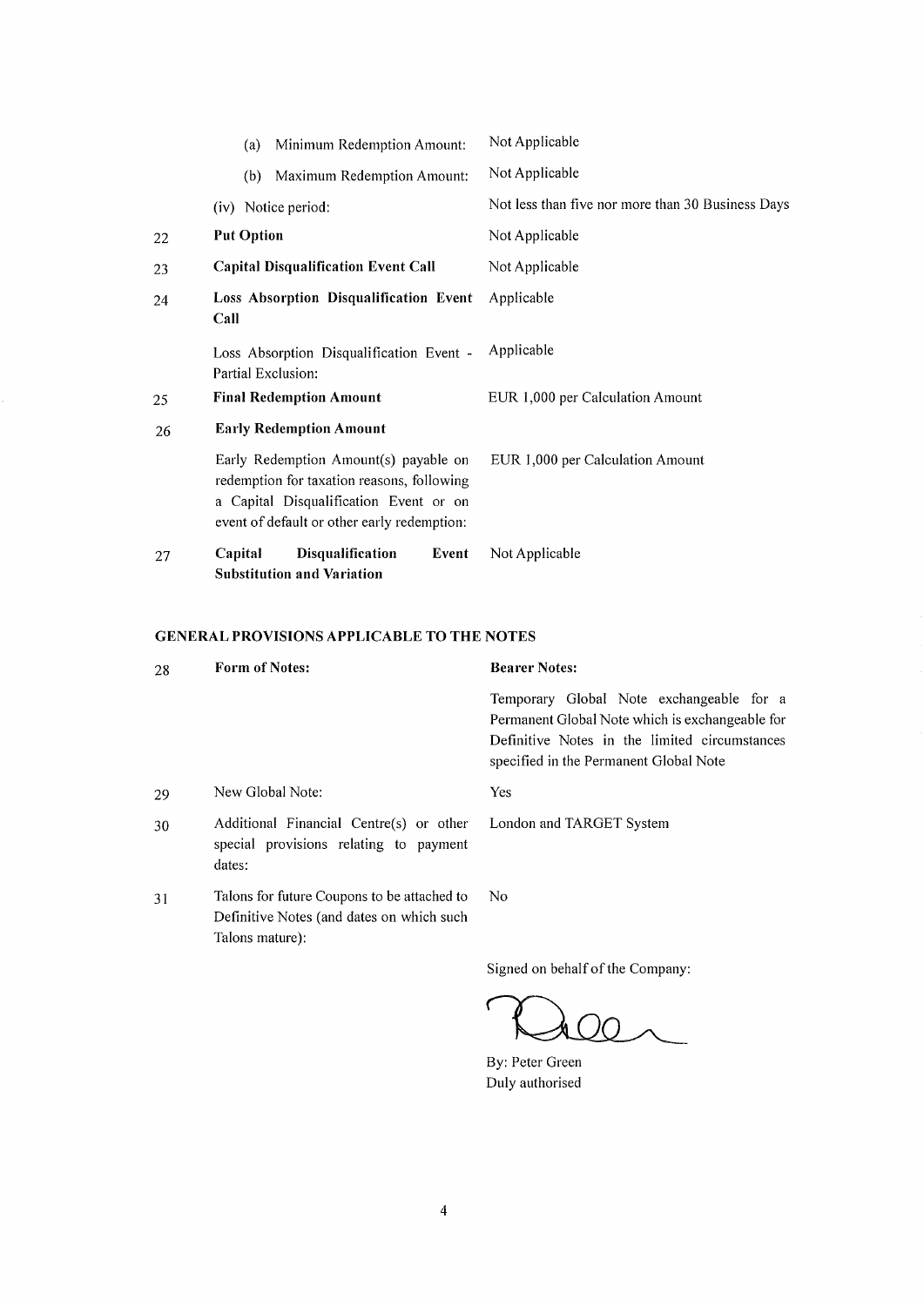| | | |
|---|---|---|
| | (a) Minimum Redemption Amount: | Not Applicable |
| | (b) Maximum Redemption Amount: | Not Applicable |
| | (iv) Notice period: | Not less than five nor more than 30 Business Days |
| 22 | **Put Option** | Not Applicable |
| 23 | **Capital Disqualification Event Call** | Not Applicable |
| 24 | **Loss Absorption Disqualification Event Call** | Applicable |
| | Loss Absorption Disqualification Event - Partial Exclusion: | Applicable |
| 25 | **Final Redemption Amount** | EUR 1,000 per Calculation Amount |
| 26 | **Early Redemption Amount** | |
| | Early Redemption Amount(s) payable on redemption for taxation reasons, following a Capital Disqualification Event or on event of default or other early redemption: | EUR 1,000 per Calculation Amount |
| 27 | **Capital Disqualification Event Substitution and Variation** | Not Applicable |

## GENERAL PROVISIONS APPLICABLE TO THE NOTES

| | | |
|---|---|---|
| 28 | **Form of Notes:** | **Bearer Notes:** |
| | | Temporary Global Note exchangeable for a Permanent Global Note which is exchangeable for Definitive Notes in the limited circumstances specified in the Permanent Global Note |
| 29 | New Global Note: | Yes |
| 30 | Additional Financial Centre(s) or other special provisions relating to payment dates: | London and TARGET System |
| 31 | Talons for future Coupons to be attached to Definitive Notes (and dates on which such Talons mature): | No |

Signed on behalf of the Company:

By: Peter Green
Duly authorised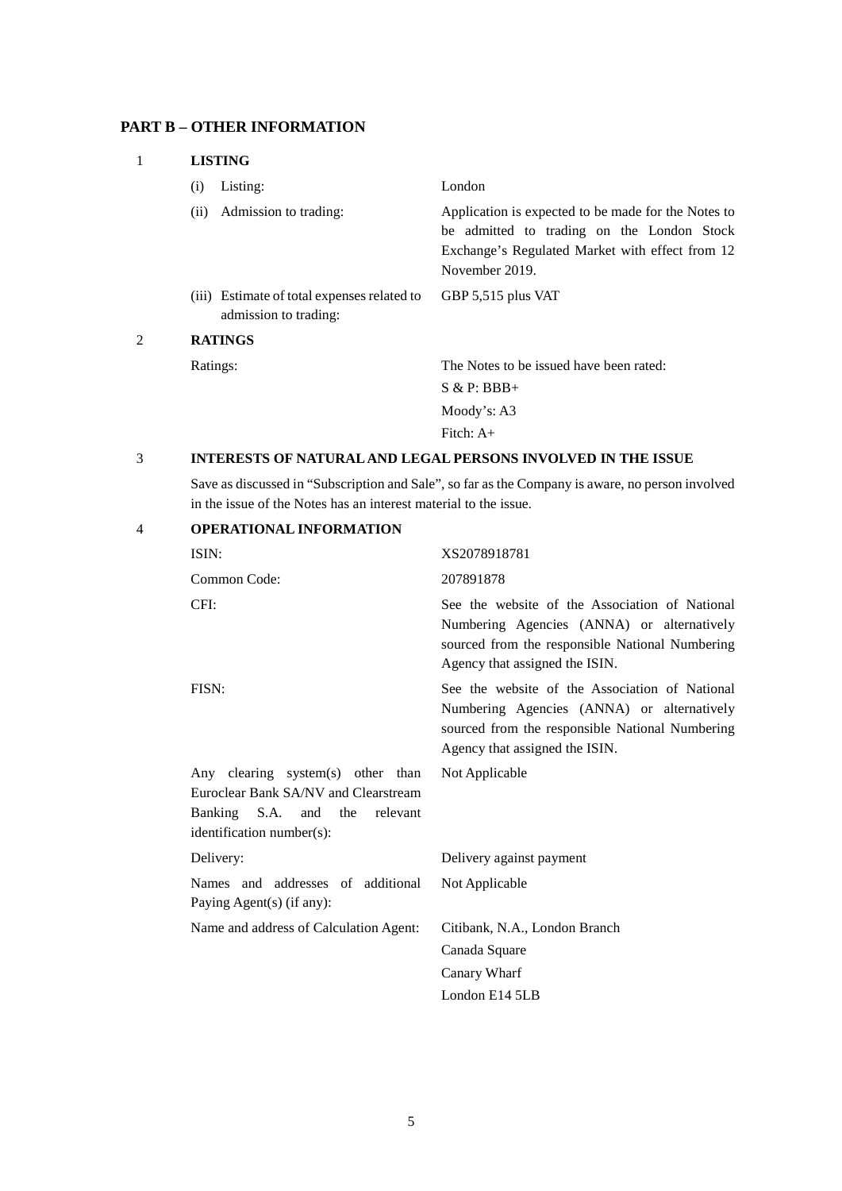## PART B – OTHER INFORMATION

### 1 LISTING

| | |
|---|---|
| (i) Listing: | London |
| (ii) Admission to trading: | Application is expected to be made for the Notes to be admitted to trading on the London Stock Exchange's Regulated Market with effect from 12 November 2019. |
| (iii) Estimate of total expenses related to admission to trading: | GBP 5,515 plus VAT |

### 2 RATINGS

| | |
|---|---|
| Ratings: | The Notes to be issued have been rated:<br>S & P: BBB+<br>Moody's: A3<br>Fitch: A+ |

### 3 INTERESTS OF NATURAL AND LEGAL PERSONS INVOLVED IN THE ISSUE

Save as discussed in "Subscription and Sale", so far as the Company is aware, no person involved in the issue of the Notes has an interest material to the issue.

### 4 OPERATIONAL INFORMATION

| | |
|---|---|
| ISIN: | XS2078918781 |
| Common Code: | 207891878 |
| CFI: | See the website of the Association of National Numbering Agencies (ANNA) or alternatively sourced from the responsible National Numbering Agency that assigned the ISIN. |
| FISN: | See the website of the Association of National Numbering Agencies (ANNA) or alternatively sourced from the responsible National Numbering Agency that assigned the ISIN. |
| Any clearing system(s) other than Euroclear Bank SA/NV and Clearstream Banking S.A. and the relevant identification number(s): | Not Applicable |
| Delivery: | Delivery against payment |
| Names and addresses of additional Paying Agent(s) (if any): | Not Applicable |
| Name and address of Calculation Agent: | Citibank, N.A., London Branch<br>Canada Square<br>Canary Wharf<br>London E14 5LB |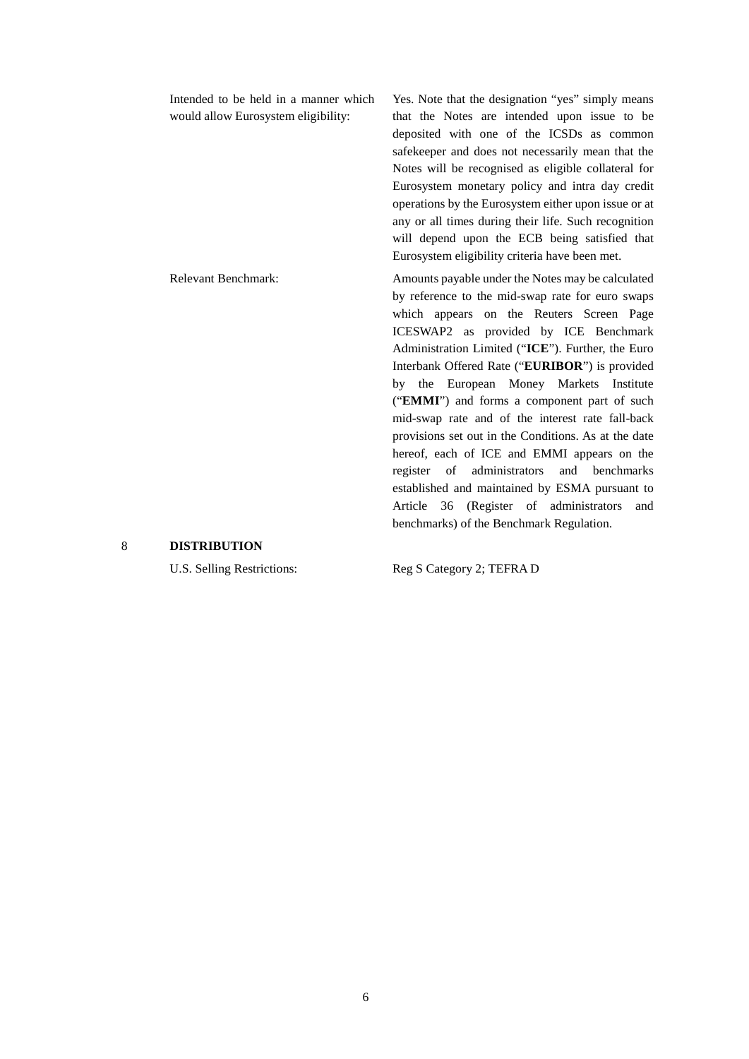| | |
|---|---|
| Intended to be held in a manner which would allow Eurosystem eligibility: | Yes. Note that the designation "yes" simply means that the Notes are intended upon issue to be deposited with one of the ICSDs as common safekeeper and does not necessarily mean that the Notes will be recognised as eligible collateral for Eurosystem monetary policy and intra day credit operations by the Eurosystem either upon issue or at any or all times during their life. Such recognition will depend upon the ECB being satisfied that Eurosystem eligibility criteria have been met. |
| Relevant Benchmark: | Amounts payable under the Notes may be calculated by reference to the mid-swap rate for euro swaps which appears on the Reuters Screen Page ICESWAP2 as provided by ICE Benchmark Administration Limited ("**ICE**"). Further, the Euro Interbank Offered Rate ("**EURIBOR**") is provided by the European Money Markets Institute ("**EMMI**") and forms a component part of such mid-swap rate and of the interest rate fall-back provisions set out in the Conditions. As at the date hereof, each of ICE and EMMI appears on the register of administrators and benchmarks established and maintained by ESMA pursuant to Article 36 (Register of administrators and benchmarks) of the Benchmark Regulation. |

## 8 DISTRIBUTION

| | |
|---|---|
| U.S. Selling Restrictions: | Reg S Category 2; TEFRA D |